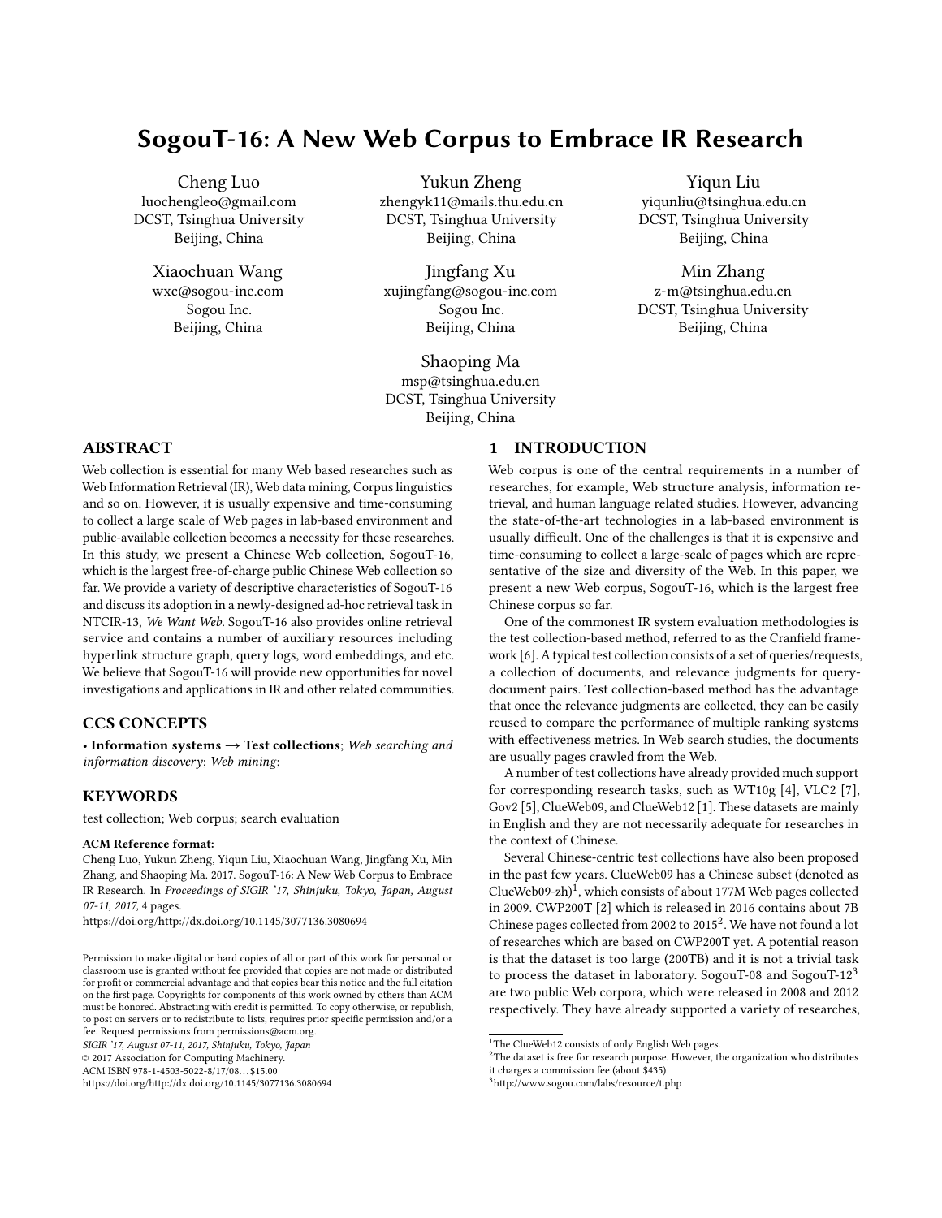# SogouT-16: A New Web Corpus to Embrace IR Research

Cheng Luo
luochengleo@gmail.com
DCST, Tsinghua University
Beijing, China

Yukun Zheng
zhengyk11@mails.thu.edu.cn
DCST, Tsinghua University
Beijing, China

Yiqun Liu
yiqunliu@tsinghua.edu.cn
DCST, Tsinghua University
Beijing, China

Xiaochuan Wang
wxc@sogou-inc.com
Sogou Inc.
Beijing, China

Jingfang Xu
xujingfang@sogou-inc.com
Sogou Inc.
Beijing, China

Min Zhang
z-m@tsinghua.edu.cn
DCST, Tsinghua University
Beijing, China

Shaoping Ma
msp@tsinghua.edu.cn
DCST, Tsinghua University
Beijing, China

## ABSTRACT

Web collection is essential for many Web based researches such as Web Information Retrieval (IR), Web data mining, Corpus linguistics and so on. However, it is usually expensive and time-consuming to collect a large scale of Web pages in lab-based environment and public-available collection becomes a necessity for these researches. In this study, we present a Chinese Web collection, SogouT-16, which is the largest free-of-charge public Chinese Web collection so far. We provide a variety of descriptive characteristics of SogouT-16 and discuss its adoption in a newly-designed ad-hoc retrieval task in NTCIR-13, *We Want Web*. SogouT-16 also provides online retrieval service and contains a number of auxiliary resources including hyperlink structure graph, query logs, word embeddings, and etc. We believe that SogouT-16 will provide new opportunities for novel investigations and applications in IR and other related communities.

## CCS CONCEPTS

• **Information systems → Test collections**; *Web searching and information discovery*; *Web mining*;

## KEYWORDS

test collection; Web corpus; search evaluation

**ACM Reference format:**
Cheng Luo, Yukun Zheng, Yiqun Liu, Xiaochuan Wang, Jingfang Xu, Min Zhang, and Shaoping Ma. 2017. SogouT-16: A New Web Corpus to Embrace IR Research. In *Proceedings of SIGIR '17, Shinjuku, Tokyo, Japan, August 07-11, 2017*, 4 pages.
https://doi.org/http://dx.doi.org/10.1145/3077136.3080694

Permission to make digital or hard copies of all or part of this work for personal or classroom use is granted without fee provided that copies are not made or distributed for profit or commercial advantage and that copies bear this notice and the full citation on the first page. Copyrights for components of this work owned by others than ACM must be honored. Abstracting with credit is permitted. To copy otherwise, or republish, to post on servers or to redistribute to lists, requires prior specific permission and/or a fee. Request permissions from permissions@acm.org.
*SIGIR '17, August 07-11, 2017, Shinjuku, Tokyo, Japan*
© 2017 Association for Computing Machinery.
ACM ISBN 978-1-4503-5022-8/17/08…$15.00
https://doi.org/http://dx.doi.org/10.1145/3077136.3080694

## 1 INTRODUCTION

Web corpus is one of the central requirements in a number of researches, for example, Web structure analysis, information retrieval, and human language related studies. However, advancing the state-of-the-art technologies in a lab-based environment is usually difficult. One of the challenges is that it is expensive and time-consuming to collect a large-scale of pages which are representative of the size and diversity of the Web. In this paper, we present a new Web corpus, SogouT-16, which is the largest free Chinese corpus so far.

One of the commonest IR system evaluation methodologies is the test collection-based method, referred to as the Cranfield framework [6]. A typical test collection consists of a set of queries/requests, a collection of documents, and relevance judgments for query-document pairs. Test collection-based method has the advantage that once the relevance judgments are collected, they can be easily reused to compare the performance of multiple ranking systems with effectiveness metrics. In Web search studies, the documents are usually pages crawled from the Web.

A number of test collections have already provided much support for corresponding research tasks, such as WT10g [4], VLC2 [7], Gov2 [5], ClueWeb09, and ClueWeb12 [1]. These datasets are mainly in English and they are not necessarily adequate for researches in the context of Chinese.

Several Chinese-centric test collections have also been proposed in the past few years. ClueWeb09 has a Chinese subset (denoted as ClueWeb09-zh)[1], which consists of about 177M Web pages collected in 2009. CWP200T [2] which is released in 2016 contains about 7B Chinese pages collected from 2002 to 2015[2]. We have not found a lot of researches which are based on CWP200T yet. A potential reason is that the dataset is too large (200TB) and it is not a trivial task to process the dataset in laboratory. SogouT-08 and SogouT-12[3] are two public Web corpora, which were released in 2008 and 2012 respectively. They have already supported a variety of researches,

[1] The ClueWeb12 consists of only English Web pages.
[2] The dataset is free for research purpose. However, the organization who distributes it charges a commission fee (about $435)
[3] http://www.sogou.com/labs/resource/t.php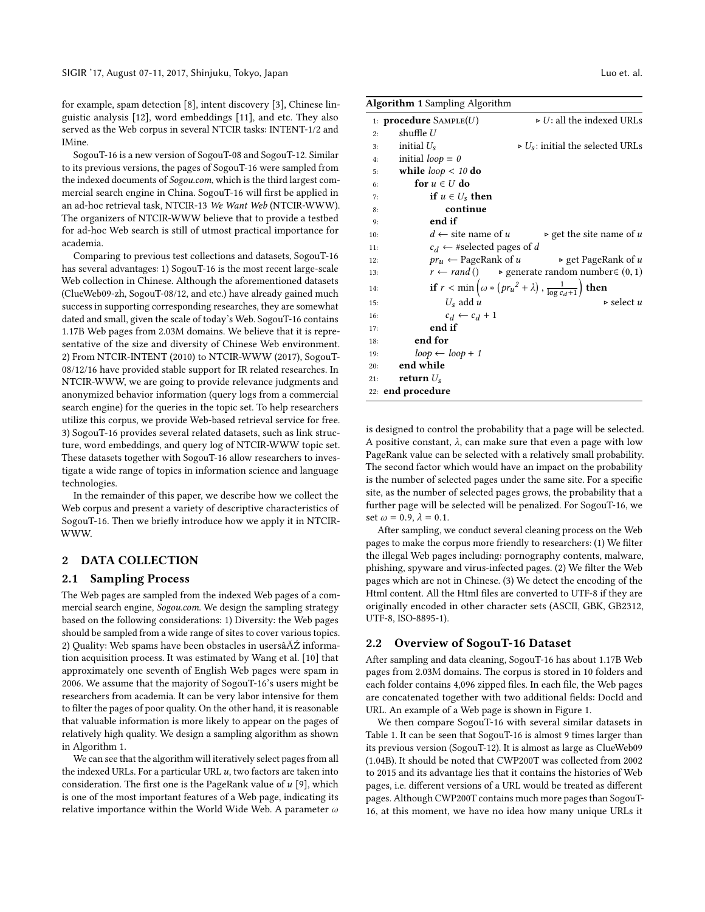for example, spam detection [8], intent discovery [3], Chinese linguistic analysis [12], word embeddings [11], and etc. They also served as the Web corpus in several NTCIR tasks: INTENT-1/2 and IMine.

SogouT-16 is a new version of SogouT-08 and SogouT-12. Similar to its previous versions, the pages of SogouT-16 were sampled from the indexed documents of *Sogou.com*, which is the third largest commercial search engine in China. SogouT-16 will first be applied in an ad-hoc retrieval task, NTCIR-13 *We Want Web* (NTCIR-WWW). The organizers of NTCIR-WWW believe that to provide a testbed for ad-hoc Web search is still of utmost practical importance for academia.

Comparing to previous test collections and datasets, SogouT-16 has several advantages: 1) SogouT-16 is the most recent large-scale Web collection in Chinese. Although the aforementioned datasets (ClueWeb09-zh, SogouT-08/12, and etc.) have already gained much success in supporting corresponding researches, they are somewhat dated and small, given the scale of today's Web. SogouT-16 contains 1.17B Web pages from 2.03M domains. We believe that it is representative of the size and diversity of Chinese Web environment. 2) From NTCIR-INTENT (2010) to NTCIR-WWW (2017), SogouT-08/12/16 have provided stable support for IR related researches. In NTCIR-WWW, we are going to provide relevance judgments and anonymized behavior information (query logs from a commercial search engine) for the queries in the topic set. To help researchers utilize this corpus, we provide Web-based retrieval service for free. 3) SogouT-16 provides several related datasets, such as link structure, word embeddings, and query log of NTCIR-WWW topic set. These datasets together with SogouT-16 allow researchers to investigate a wide range of topics in information science and language technologies.

In the remainder of this paper, we describe how we collect the Web corpus and present a variety of descriptive characteristics of SogouT-16. Then we briefly introduce how we apply it in NTCIR-WWW.

## 2 DATA COLLECTION

### 2.1 Sampling Process

The Web pages are sampled from the indexed Web pages of a commercial search engine, *Sogou.com*. We design the sampling strategy based on the following considerations: 1) Diversity: the Web pages should be sampled from a wide range of sites to cover various topics. 2) Quality: Web spams have been obstacles in usersâĂŹ information acquisition process. It was estimated by Wang et al. [10] that approximately one seventh of English Web pages were spam in 2006. We assume that the majority of SogouT-16's users might be researchers from academia. It can be very labor intensive for them to filter the pages of poor quality. On the other hand, it is reasonable that valuable information is more likely to appear on the pages of relatively high quality. We design a sampling algorithm as shown in Algorithm 1.

**Algorithm 1** Sampling Algorithm

```
 1: procedure SAMPLE(U)                          ▷ U: all the indexed URLs
 2:     shuffle U
 3:     initial U_s                              ▷ U_s: initial the selected URLs
 4:     initial loop = 0
 5:     while loop < 10 do
 6:         for u ∈ U do
 7:             if u ∈ U_s then
 8:                 continue
 9:             end if
10:             d ← site name of u               ▷ get the site name of u
11:             c_d ← #selected pages of d
12:             pr_u ← PageRank of u             ▷ get PageRank of u
13:             r ← rand()                       ▷ generate random number ∈ (0, 1)
14:             if r < min(ω * (pr_u^2 + λ), 1/(log c_d + 1)) then
15:                 U_s add u                    ▷ select u
16:                 c_d ← c_d + 1
17:             end if
18:         end for
19:         loop ← loop + 1
20:     end while
21:     return U_s
22: end procedure
```

We can see that the algorithm will iteratively select pages from all the indexed URLs. For a particular URL $u$, two factors are taken into consideration. The first one is the PageRank value of $u$ [9], which is one of the most important features of a Web page, indicating its relative importance within the World Wide Web. A parameter $\omega$ is designed to control the probability that a page will be selected. A positive constant, $\lambda$, can make sure that even a page with low PageRank value can be selected with a relatively small probability. The second factor which would have an impact on the probability is the number of selected pages under the same site. For a specific site, as the number of selected pages grows, the probability that a further page will be selected will be penalized. For SogouT-16, we set $\omega = 0.9$, $\lambda = 0.1$.

After sampling, we conduct several cleaning process on the Web pages to make the corpus more friendly to researchers: (1) We filter the illegal Web pages including: pornography contents, malware, phishing, spyware and virus-infected pages. (2) We filter the Web pages which are not in Chinese. (3) We detect the encoding of the Html content. All the Html files are converted to UTF-8 if they are originally encoded in other character sets (ASCII, GBK, GB2312, UTF-8, ISO-8895-1).

### 2.2 Overview of SogouT-16 Dataset

After sampling and data cleaning, SogouT-16 has about 1.17B Web pages from 2.03M domains. The corpus is stored in 10 folders and each folder contains 4,096 zipped files. In each file, the Web pages are concatenated together with two additional fields: DocId and URL. An example of a Web page is shown in Figure 1.

We then compare SogouT-16 with several similar datasets in Table 1. It can be seen that SogouT-16 is almost 9 times larger than its previous version (SogouT-12). It is almost as large as ClueWeb09 (1.04B). It should be noted that CWP200T was collected from 2002 to 2015 and its advantage lies that it contains the histories of Web pages, i.e. different versions of a URL would be treated as different pages. Although CWP200T contains much more pages than SogouT-16, at this moment, we have no idea how many unique URLs it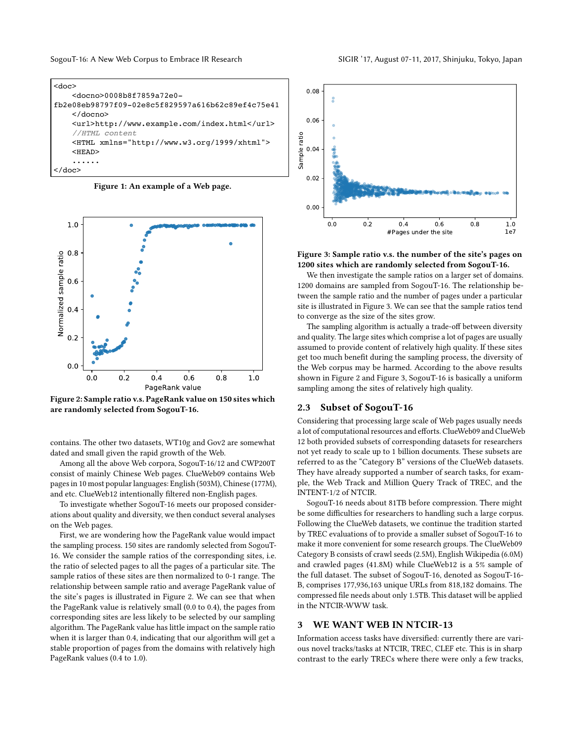```
<doc>
    <docno>0008b8f7859a72e0-
fb2e08eb98797f09-02e8c5f829597a616b62c89ef4c75e41
    </docno>
    <url>http://www.example.com/index.html</url>
    //HTML content
    <HTML xmlns="http://www.w3.org/1999/xhtml">
    <HEAD>
    ......
</doc>
```

**Figure 1: An example of a Web page.**

**Figure 2: Sample ratio v.s. PageRank value on 150 sites which are randomly selected from SogouT-16.**

contains. The other two datasets, WT10g and Gov2 are somewhat dated and small given the rapid growth of the Web.

Among all the above Web corpora, SogouT-16/12 and CWP200T consist of mainly Chinese Web pages. ClueWeb09 contains Web pages in 10 most popular languages: English (503M), Chinese (177M), and etc. ClueWeb12 intentionally filtered non-English pages.

To investigate whether SogouT-16 meets our proposed considerations about quality and diversity, we then conduct several analyses on the Web pages.

First, we are wondering how the PageRank value would impact the sampling process. 150 sites are randomly selected from SogouT-16. We consider the sample ratios of the corresponding sites, i.e. the ratio of selected pages to all the pages of a particular site. The sample ratios of these sites are then normalized to 0-1 range. The relationship between sample ratio and average PageRank value of the site's pages is illustrated in Figure 2. We can see that when the PageRank value is relatively small (0.0 to 0.4), the pages from corresponding sites are less likely to be selected by our sampling algorithm. The PageRank value has little impact on the sample ratio when it is larger than 0.4, indicating that our algorithm will get a stable proportion of pages from the domains with relatively high PageRank values (0.4 to 1.0).

**Figure 3: Sample ratio v.s. the number of the site's pages on 1200 sites which are randomly selected from SogouT-16.**

We then investigate the sample ratios on a larger set of domains. 1200 domains are sampled from SogouT-16. The relationship between the sample ratio and the number of pages under a particular site is illustrated in Figure 3. We can see that the sample ratios tend to converge as the size of the sites grow.

The sampling algorithm is actually a trade-off between diversity and quality. The large sites which comprise a lot of pages are usually assumed to provide content of relatively high quality. If these sites get too much benefit during the sampling process, the diversity of the Web corpus may be harmed. According to the above results shown in Figure 2 and Figure 3, SogouT-16 is basically a uniform sampling among the sites of relatively high quality.

## 2.3 Subset of SogouT-16

Considering that processing large scale of Web pages usually needs a lot of computational resources and efforts. ClueWeb09 and ClueWeb 12 both provided subsets of corresponding datasets for researchers not yet ready to scale up to 1 billion documents. These subsets are referred to as the "Category B" versions of the ClueWeb datasets. They have already supported a number of search tasks, for example, the Web Track and Million Query Track of TREC, and the INTENT-1/2 of NTCIR.

SogouT-16 needs about 81TB before compression. There might be some difficulties for researchers to handling such a large corpus. Following the ClueWeb datasets, we continue the tradition started by TREC evaluations of to provide a smaller subset of SogouT-16 to make it more convenient for some research groups. The ClueWeb09 Category B consists of crawl seeds (2.5M), English Wikipedia (6.0M) and crawled pages (41.8M) while ClueWeb12 is a 5% sample of the full dataset. The subset of SogouT-16, denoted as SogouT-16-B, comprises 177,936,163 unique URLs from 818,182 domains. The compressed file needs about only 1.5TB. This dataset will be applied in the NTCIR-WWW task.

# 3 WE WANT WEB IN NTCIR-13

Information access tasks have diversified: currently there are various novel tracks/tasks at NTCIR, TREC, CLEF etc. This is in sharp contrast to the early TRECs where there were only a few tracks,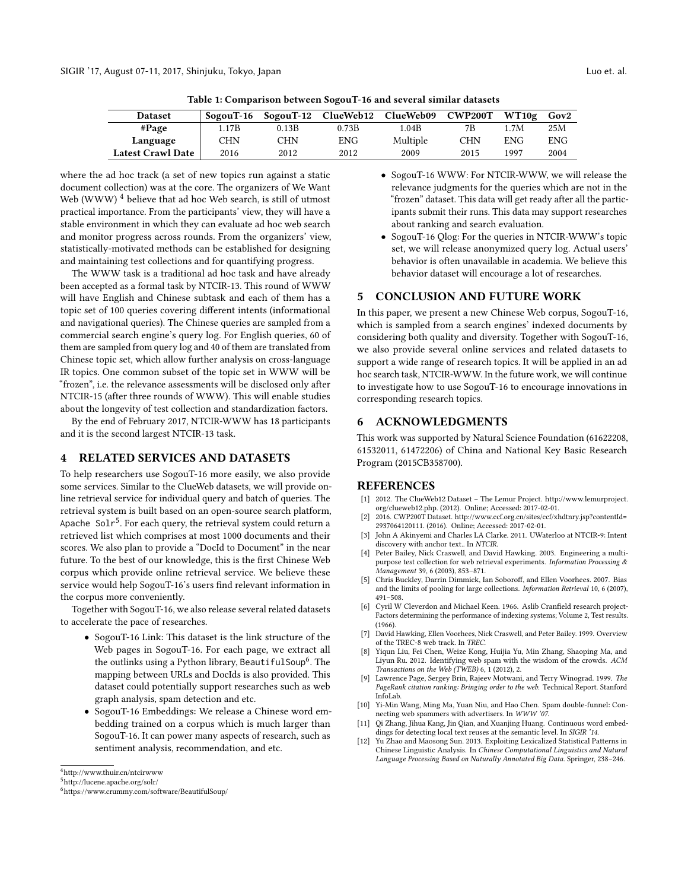Table 1: Comparison between SogouT-16 and several similar datasets

| Dataset | SogouT-16 | SogouT-12 | ClueWeb12 | ClueWeb09 | CWP200T | WT10g | Gov2 |
|---|---|---|---|---|---|---|---|
| #Page | 1.17B | 0.13B | 0.73B | 1.04B | 7B | 1.7M | 25M |
| Language | CHN | CHN | ENG | Multiple | CHN | ENG | ENG |
| Latest Crawl Date | 2016 | 2012 | 2012 | 2009 | 2015 | 1997 | 2004 |

where the ad hoc track (a set of new topics run against a static document collection) was at the core. The organizers of We Want Web (WWW) [4] believe that ad hoc Web search, is still of utmost practical importance. From the participants' view, they will have a stable environment in which they can evaluate ad hoc web search and monitor progress across rounds. From the organizers' view, statistically-motivated methods can be established for designing and maintaining test collections and for quantifying progress.

The WWW task is a traditional ad hoc task and have already been accepted as a formal task by NTCIR-13. This round of WWW will have English and Chinese subtask and each of them has a topic set of 100 queries covering different intents (informational and navigational queries). The Chinese queries are sampled from a commercial search engine's query log. For English queries, 60 of them are sampled from query log and 40 of them are translated from Chinese topic set, which allow further analysis on cross-language IR topics. One common subset of the topic set in WWW will be "frozen", i.e. the relevance assessments will be disclosed only after NTCIR-15 (after three rounds of WWW). This will enable studies about the longevity of test collection and standardization factors.

By the end of February 2017, NTCIR-WWW has 18 participants and it is the second largest NTCIR-13 task.

## 4 RELATED SERVICES AND DATASETS

To help researchers use SogouT-16 more easily, we also provide some services. Similar to the ClueWeb datasets, we will provide online retrieval service for individual query and batch of queries. The retrieval system is built based on an open-source search platform, Apache Solr[5]. For each query, the retrieval system could return a retrieved list which comprises at most 1000 documents and their scores. We also plan to provide a "DocId to Document" in the near future. To the best of our knowledge, this is the first Chinese Web corpus which provide online retrieval service. We believe these service would help SogouT-16's users find relevant information in the corpus more conveniently.

Together with SogouT-16, we also release several related datasets to accelerate the pace of researches.

- SogouT-16 Link: This dataset is the link structure of the Web pages in SogouT-16. For each page, we extract all the outlinks using a Python library, BeautifulSoup[6]. The mapping between URLs and DocIds is also provided. This dataset could potentially support researches such as web graph analysis, spam detection and etc.
- SogouT-16 Embeddings: We release a Chinese word embedding trained on a corpus which is much larger than SogouT-16. It can power many aspects of research, such as sentiment analysis, recommendation, and etc.
- SogouT-16 WWW: For NTCIR-WWW, we will release the relevance judgments for the queries which are not in the "frozen" dataset. This data will get ready after all the participants submit their runs. This data may support researches about ranking and search evaluation.
- SogouT-16 Qlog: For the queries in NTCIR-WWW's topic set, we will release anonymized query log. Actual users' behavior is often unavailable in academia. We believe this behavior dataset will encourage a lot of researches.

## 5 CONCLUSION AND FUTURE WORK

In this paper, we present a new Chinese Web corpus, SogouT-16, which is sampled from a search engines' indexed documents by considering both quality and diversity. Together with SogouT-16, we also provide several online services and related datasets to support a wide range of research topics. It will be applied in an ad hoc search task, NTCIR-WWW. In the future work, we will continue to investigate how to use SogouT-16 to encourage innovations in corresponding research topics.

## 6 ACKNOWLEDGMENTS

This work was supported by Natural Science Foundation (61622208, 61532011, 61472206) of China and National Key Basic Research Program (2015CB358700).

## REFERENCES

[1] 2012. The ClueWeb12 Dataset – The Lemur Project. http://www.lemurproject.org/clueweb12.php. (2012). Online; Accessed: 2017-02-01.

[2] 2016. CWP200T Dataset. http://www.ccf.org.cn/sites/ccf/xhdtnry.jsp?contentId=2937064120111. (2016). Online; Accessed: 2017-02-01.

[3] John A Akinyemi and Charles LA Clarke. 2011. UWaterloo at NTCIR-9: Intent discovery with anchor text.. In *NTCIR*.

[4] Peter Bailey, Nick Craswell, and David Hawking. 2003. Engineering a multi-purpose test collection for web retrieval experiments. *Information Processing & Management* 39, 6 (2003), 853–871.

[5] Chris Buckley, Darrin Dimmick, Ian Soboroff, and Ellen Voorhees. 2007. Bias and the limits of pooling for large collections. *Information Retrieval* 10, 6 (2007), 491–508.

[6] Cyril W Cleverdon and Michael Keen. 1966. Aslib Cranfield research project-Factors determining the performance of indexing systems; Volume 2, Test results. (1966).

[7] David Hawking, Ellen Voorhees, Nick Craswell, and Peter Bailey. 1999. Overview of the TREC-8 web track. In *TREC*.

[8] Yiqun Liu, Fei Chen, Weize Kong, Huijia Yu, Min Zhang, Shaoping Ma, and Liyun Ru. 2012. Identifying web spam with the wisdom of the crowds. *ACM Transactions on the Web (TWEB)* 6, 1 (2012), 2.

[9] Lawrence Page, Sergey Brin, Rajeev Motwani, and Terry Winograd. 1999. *The PageRank citation ranking: Bringing order to the web.* Technical Report. Stanford InfoLab.

[10] Yi-Min Wang, Ming Ma, Yuan Niu, and Hao Chen. Spam double-funnel: Connecting web spammers with advertisers. In *WWW '07*.

[11] Qi Zhang, Jihua Kang, Jin Qian, and Xuanjing Huang. Continuous word embeddings for detecting local text reuses at the semantic level. In *SIGIR '14*.

[12] Yu Zhao and Maosong Sun. 2013. Exploiting Lexicalized Statistical Patterns in Chinese Linguistic Analysis. In *Chinese Computational Linguistics and Natural Language Processing Based on Naturally Annotated Big Data*. Springer, 238–246.

[4] http://www.thuir.cn/ntcirwww

[5] http://lucene.apache.org/solr/

[6] https://www.crummy.com/software/BeautifulSoup/